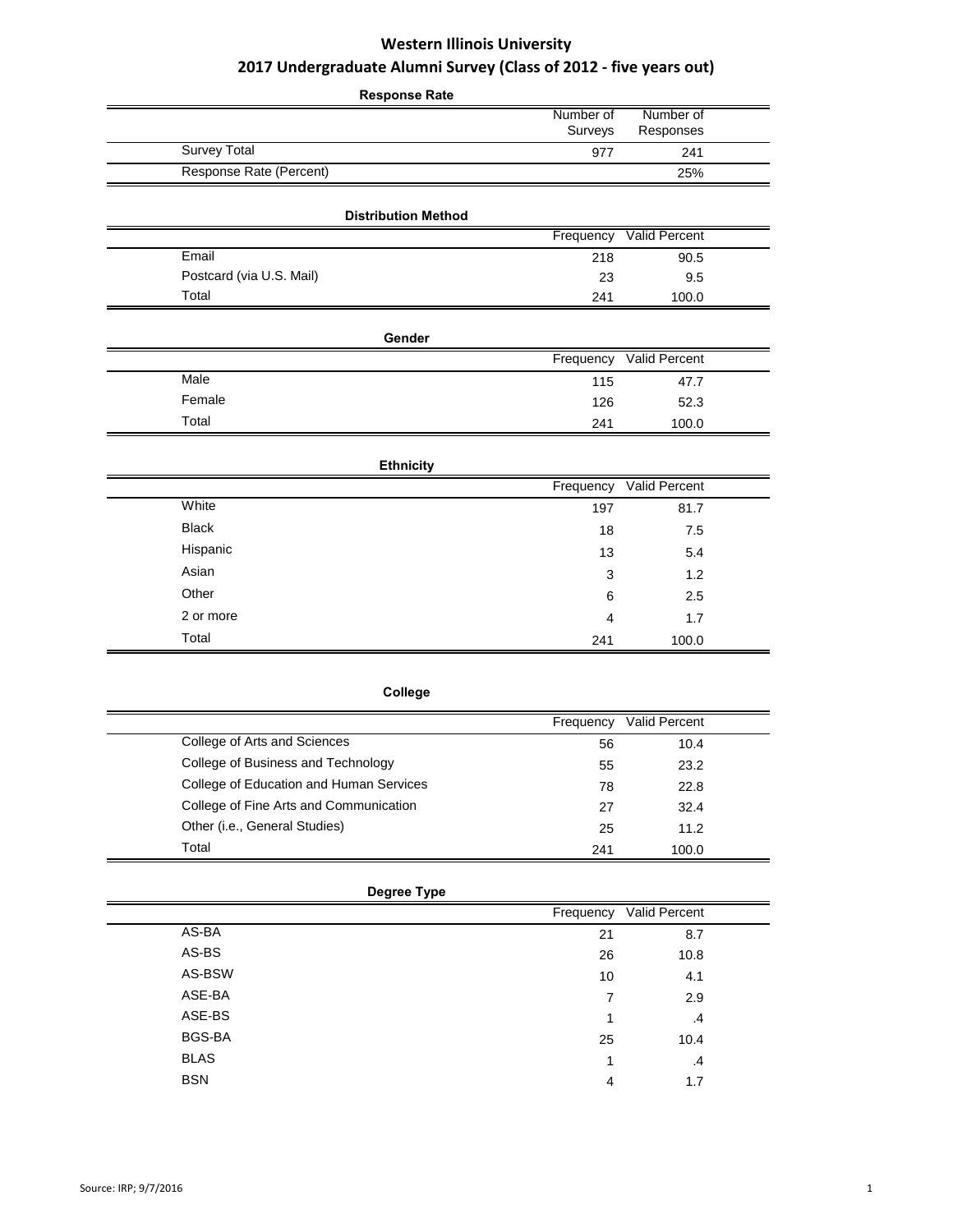# Western Illinois University

## 2017 Undergraduate Alumni Survey (Class of 2012 - five years out)

**Response Rate**

| | Number of Surveys | Number of Responses |
|---|---|---|
| Survey Total | 977 | 241 |
| Response Rate (Percent) | | 25% |

**Distribution Method**

| | Frequency | Valid Percent |
|---|---|---|
| Email | 218 | 90.5 |
| Postcard (via U.S. Mail) | 23 | 9.5 |
| Total | 241 | 100.0 |

**Gender**

| | Frequency | Valid Percent |
|---|---|---|
| Male | 115 | 47.7 |
| Female | 126 | 52.3 |
| Total | 241 | 100.0 |

**Ethnicity**

| | Frequency | Valid Percent |
|---|---|---|
| White | 197 | 81.7 |
| Black | 18 | 7.5 |
| Hispanic | 13 | 5.4 |
| Asian | 3 | 1.2 |
| Other | 6 | 2.5 |
| 2 or more | 4 | 1.7 |
| Total | 241 | 100.0 |

**College**

| | Frequency | Valid Percent |
|---|---|---|
| College of Arts and Sciences | 56 | 10.4 |
| College of Business and Technology | 55 | 23.2 |
| College of Education and Human Services | 78 | 22.8 |
| College of Fine Arts and Communication | 27 | 32.4 |
| Other (i.e., General Studies) | 25 | 11.2 |
| Total | 241 | 100.0 |

**Degree Type**

| | Frequency | Valid Percent |
|---|---|---|
| AS-BA | 21 | 8.7 |
| AS-BS | 26 | 10.8 |
| AS-BSW | 10 | 4.1 |
| ASE-BA | 7 | 2.9 |
| ASE-BS | 1 | .4 |
| BGS-BA | 25 | 10.4 |
| BLAS | 1 | .4 |
| BSN | 4 | 1.7 |

Source: IRP; 9/7/2016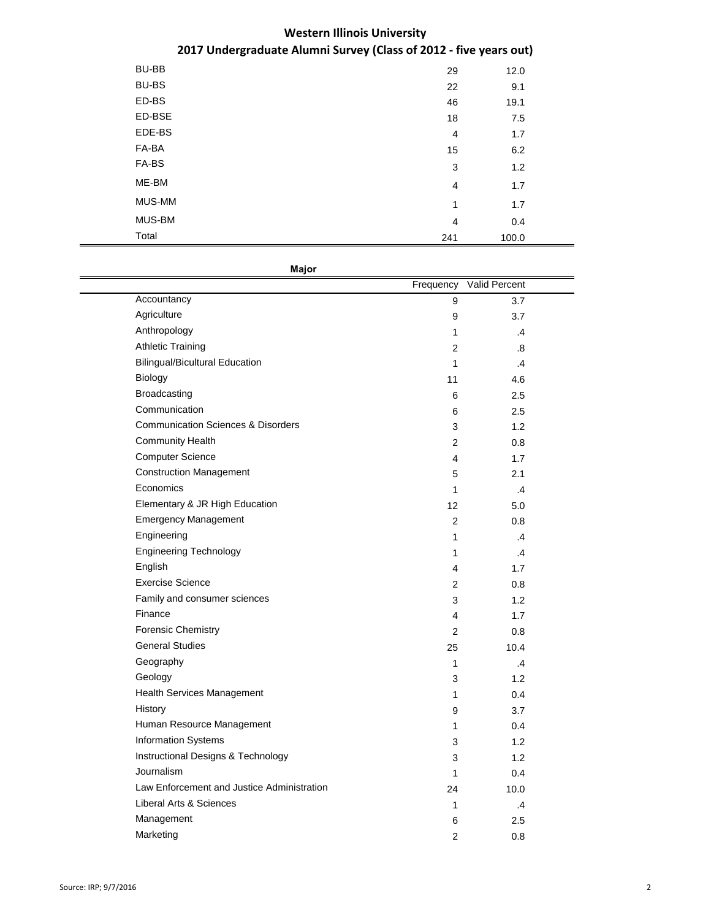# Western Illinois University

## 2017 Undergraduate Alumni Survey (Class of 2012 - five years out)

| | | |
|---|---|---|
| BU-BB | 29 | 12.0 |
| BU-BS | 22 | 9.1 |
| ED-BS | 46 | 19.1 |
| ED-BSE | 18 | 7.5 |
| EDE-BS | 4 | 1.7 |
| FA-BA | 15 | 6.2 |
| FA-BS | 3 | 1.2 |
| ME-BM | 4 | 1.7 |
| MUS-MM | 1 | 1.7 |
| MUS-BM | 4 | 0.4 |
| Total | 241 | 100.0 |

**Major**

| | Frequency | Valid Percent |
|---|---|---|
| Accountancy | 9 | 3.7 |
| Agriculture | 9 | 3.7 |
| Anthropology | 1 | .4 |
| Athletic Training | 2 | .8 |
| Bilingual/Bicultural Education | 1 | .4 |
| Biology | 11 | 4.6 |
| Broadcasting | 6 | 2.5 |
| Communication | 6 | 2.5 |
| Communication Sciences & Disorders | 3 | 1.2 |
| Community Health | 2 | 0.8 |
| Computer Science | 4 | 1.7 |
| Construction Management | 5 | 2.1 |
| Economics | 1 | .4 |
| Elementary & JR High Education | 12 | 5.0 |
| Emergency Management | 2 | 0.8 |
| Engineering | 1 | .4 |
| Engineering Technology | 1 | .4 |
| English | 4 | 1.7 |
| Exercise Science | 2 | 0.8 |
| Family and consumer sciences | 3 | 1.2 |
| Finance | 4 | 1.7 |
| Forensic Chemistry | 2 | 0.8 |
| General Studies | 25 | 10.4 |
| Geography | 1 | .4 |
| Geology | 3 | 1.2 |
| Health Services Management | 1 | 0.4 |
| History | 9 | 3.7 |
| Human Resource Management | 1 | 0.4 |
| Information Systems | 3 | 1.2 |
| Instructional Designs & Technology | 3 | 1.2 |
| Journalism | 1 | 0.4 |
| Law Enforcement and Justice Administration | 24 | 10.0 |
| Liberal Arts & Sciences | 1 | .4 |
| Management | 6 | 2.5 |
| Marketing | 2 | 0.8 |

Source: IRP; 9/7/2016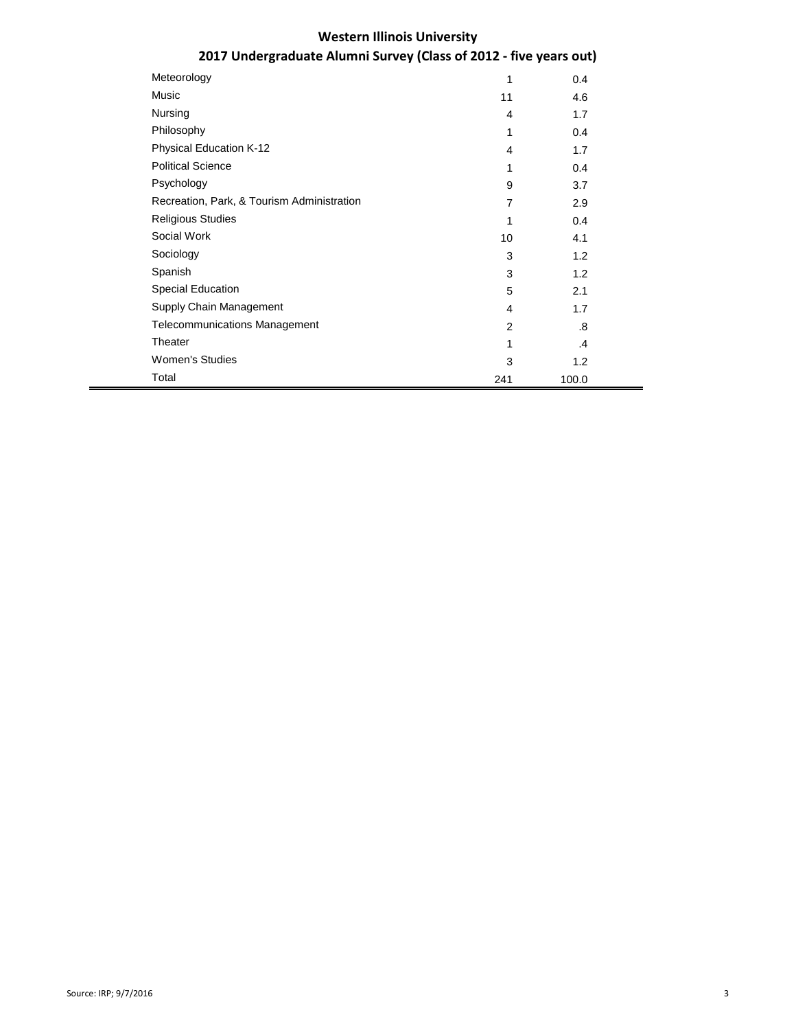**Western Illinois University**

**2017 Undergraduate Alumni Survey (Class of 2012 - five years out)**

| | | |
|---|---|---|
| Meteorology | 1 | 0.4 |
| Music | 11 | 4.6 |
| Nursing | 4 | 1.7 |
| Philosophy | 1 | 0.4 |
| Physical Education K-12 | 4 | 1.7 |
| Political Science | 1 | 0.4 |
| Psychology | 9 | 3.7 |
| Recreation, Park, & Tourism Administration | 7 | 2.9 |
| Religious Studies | 1 | 0.4 |
| Social Work | 10 | 4.1 |
| Sociology | 3 | 1.2 |
| Spanish | 3 | 1.2 |
| Special Education | 5 | 2.1 |
| Supply Chain Management | 4 | 1.7 |
| Telecommunications Management | 2 | .8 |
| Theater | 1 | .4 |
| Women's Studies | 3 | 1.2 |
| Total | 241 | 100.0 |

Source: IRP; 9/7/2016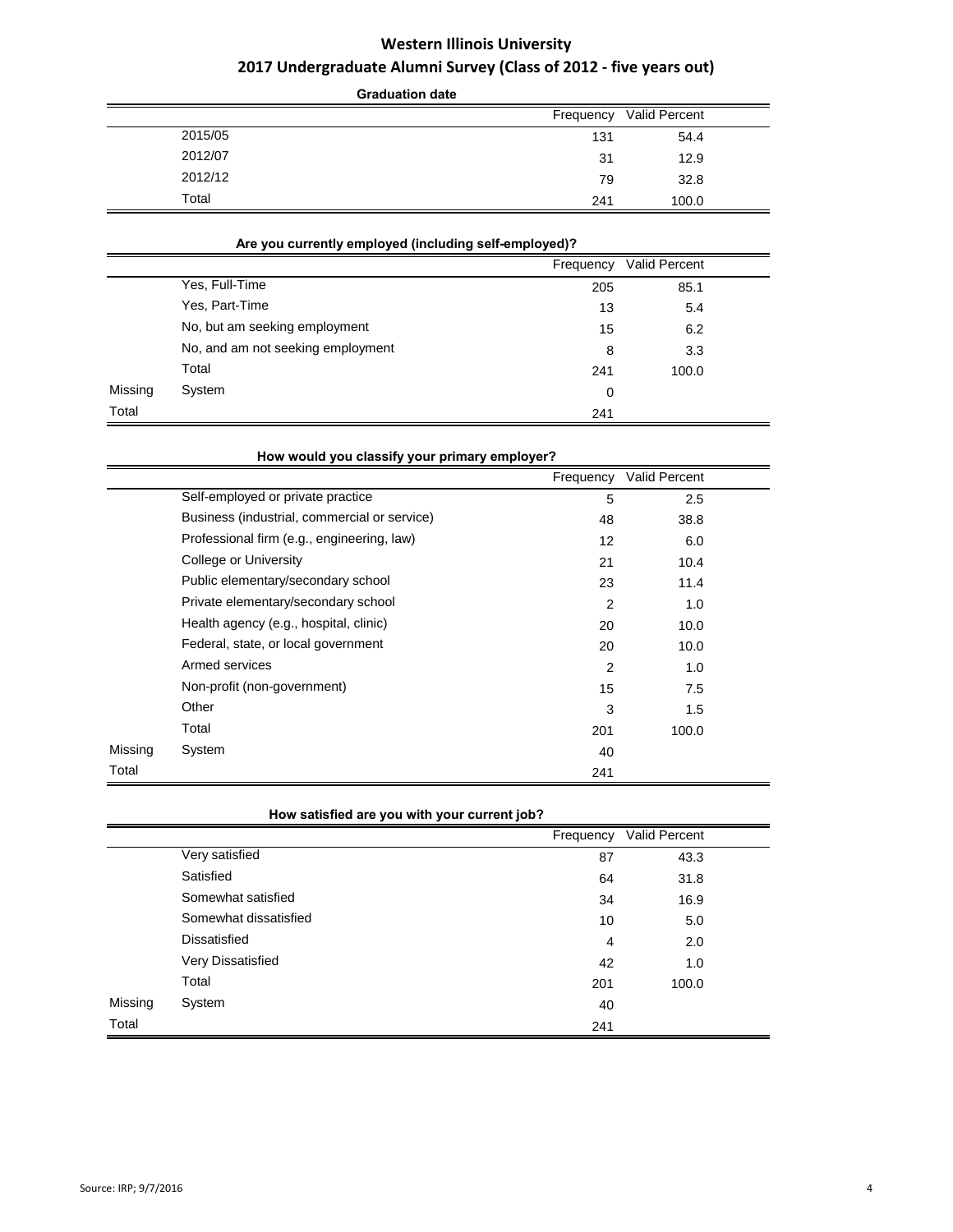# Western Illinois University
## 2017 Undergraduate Alumni Survey (Class of 2012 - five years out)

**Graduation date**

| | Frequency | Valid Percent |
|---|---|---|
| 2015/05 | 131 | 54.4 |
| 2012/07 | 31 | 12.9 |
| 2012/12 | 79 | 32.8 |
| Total | 241 | 100.0 |

**Are you currently employed (including self-employed)?**

| | | Frequency | Valid Percent |
|---|---|---|---|
| | Yes, Full-Time | 205 | 85.1 |
| | Yes, Part-Time | 13 | 5.4 |
| | No, but am seeking employment | 15 | 6.2 |
| | No, and am not seeking employment | 8 | 3.3 |
| | Total | 241 | 100.0 |
| Missing | System | 0 | |
| Total | | 241 | |

**How would you classify your primary employer?**

| | | Frequency | Valid Percent |
|---|---|---|---|
| | Self-employed or private practice | 5 | 2.5 |
| | Business (industrial, commercial or service) | 48 | 38.8 |
| | Professional firm (e.g., engineering, law) | 12 | 6.0 |
| | College or University | 21 | 10.4 |
| | Public elementary/secondary school | 23 | 11.4 |
| | Private elementary/secondary school | 2 | 1.0 |
| | Health agency (e.g., hospital, clinic) | 20 | 10.0 |
| | Federal, state, or local government | 20 | 10.0 |
| | Armed services | 2 | 1.0 |
| | Non-profit (non-government) | 15 | 7.5 |
| | Other | 3 | 1.5 |
| | Total | 201 | 100.0 |
| Missing | System | 40 | |
| Total | | 241 | |

**How satisfied are you with your current job?**

| | | Frequency | Valid Percent |
|---|---|---|---|
| | Very satisfied | 87 | 43.3 |
| | Satisfied | 64 | 31.8 |
| | Somewhat satisfied | 34 | 16.9 |
| | Somewhat dissatisfied | 10 | 5.0 |
| | Dissatisfied | 4 | 2.0 |
| | Very Dissatisfied | 42 | 1.0 |
| | Total | 201 | 100.0 |
| Missing | System | 40 | |
| Total | | 241 | |

Source: IRP; 9/7/2016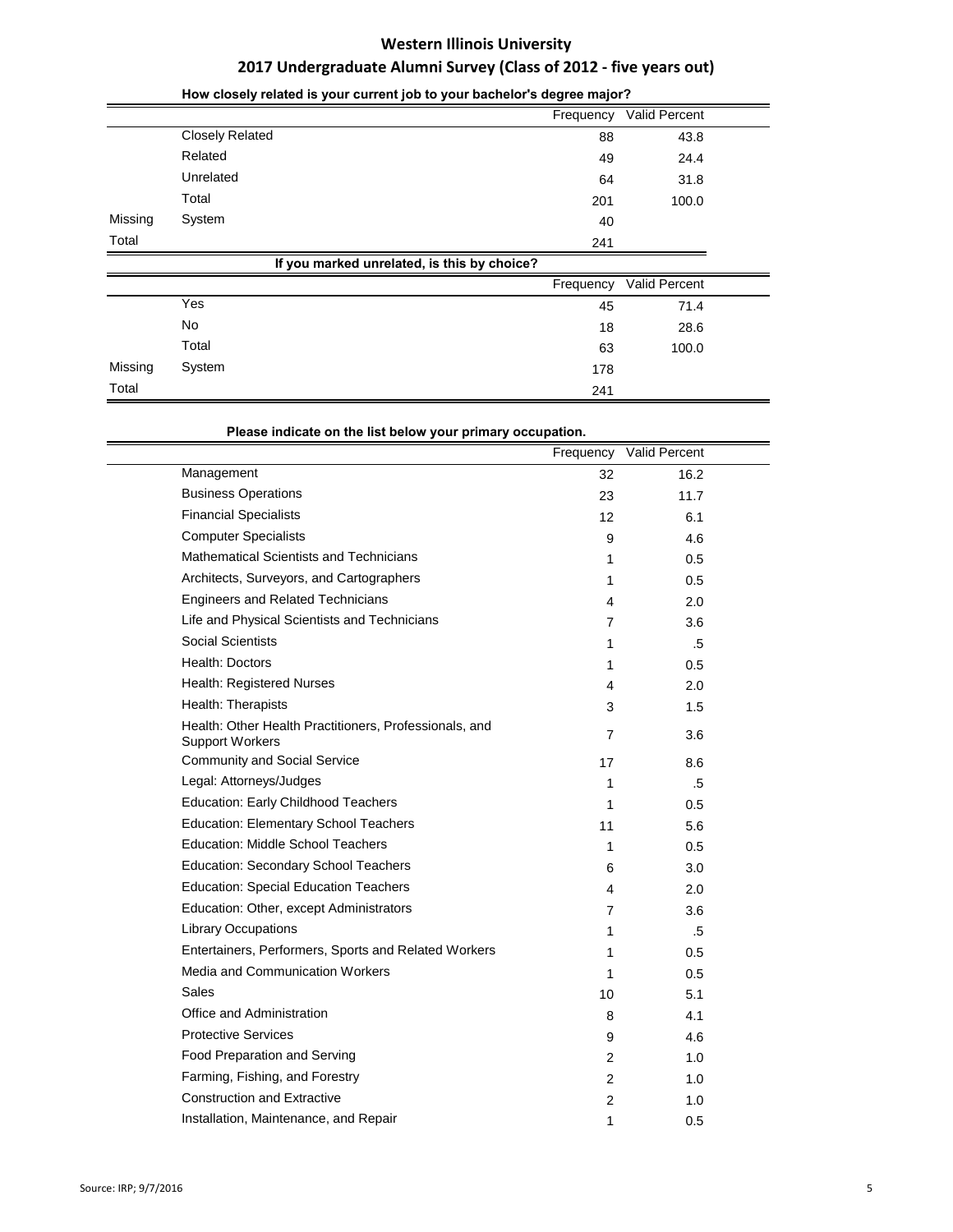# Western Illinois University

## 2017 Undergraduate Alumni Survey (Class of 2012 - five years out)

**How closely related is your current job to your bachelor's degree major?**

| | | Frequency | Valid Percent |
|---|---|---|---|
| | Closely Related | 88 | 43.8 |
| | Related | 49 | 24.4 |
| | Unrelated | 64 | 31.8 |
| | Total | 201 | 100.0 |
| Missing | System | 40 | |
| Total | | 241 | |

**If you marked unrelated, is this by choice?**

| | | Frequency | Valid Percent |
|---|---|---|---|
| | Yes | 45 | 71.4 |
| | No | 18 | 28.6 |
| | Total | 63 | 100.0 |
| Missing | System | 178 | |
| Total | | 241 | |

**Please indicate on the list below your primary occupation.**

| | Frequency | Valid Percent |
|---|---|---|
| Management | 32 | 16.2 |
| Business Operations | 23 | 11.7 |
| Financial Specialists | 12 | 6.1 |
| Computer Specialists | 9 | 4.6 |
| Mathematical Scientists and Technicians | 1 | 0.5 |
| Architects, Surveyors, and Cartographers | 1 | 0.5 |
| Engineers and Related Technicians | 4 | 2.0 |
| Life and Physical Scientists and Technicians | 7 | 3.6 |
| Social Scientists | 1 | .5 |
| Health: Doctors | 1 | 0.5 |
| Health: Registered Nurses | 4 | 2.0 |
| Health: Therapists | 3 | 1.5 |
| Health: Other Health Practitioners, Professionals, and Support Workers | 7 | 3.6 |
| Community and Social Service | 17 | 8.6 |
| Legal: Attorneys/Judges | 1 | .5 |
| Education: Early Childhood Teachers | 1 | 0.5 |
| Education: Elementary School Teachers | 11 | 5.6 |
| Education: Middle School Teachers | 1 | 0.5 |
| Education: Secondary School Teachers | 6 | 3.0 |
| Education: Special Education Teachers | 4 | 2.0 |
| Education: Other, except Administrators | 7 | 3.6 |
| Library Occupations | 1 | .5 |
| Entertainers, Performers, Sports and Related Workers | 1 | 0.5 |
| Media and Communication Workers | 1 | 0.5 |
| Sales | 10 | 5.1 |
| Office and Administration | 8 | 4.1 |
| Protective Services | 9 | 4.6 |
| Food Preparation and Serving | 2 | 1.0 |
| Farming, Fishing, and Forestry | 2 | 1.0 |
| Construction and Extractive | 2 | 1.0 |
| Installation, Maintenance, and Repair | 1 | 0.5 |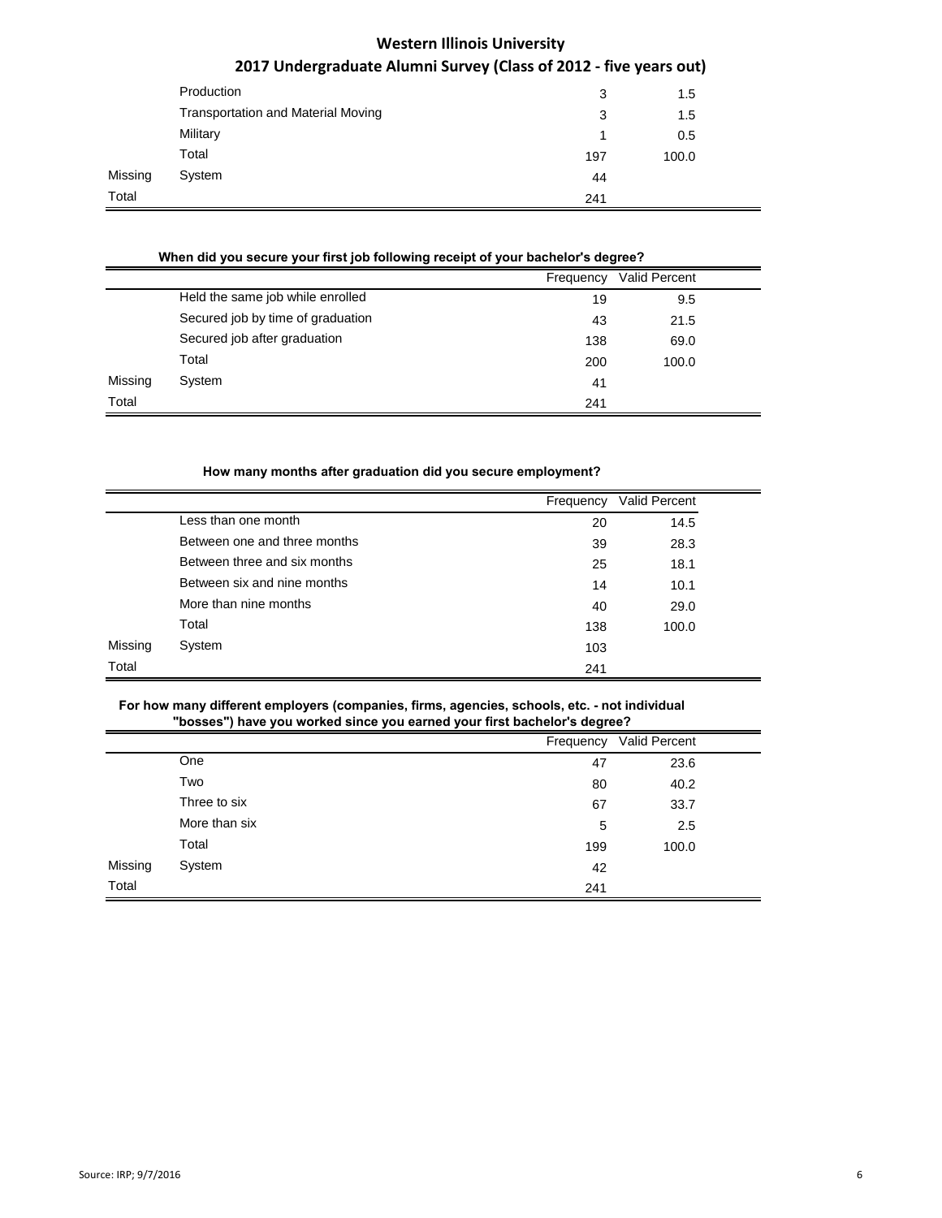# Western Illinois University

## 2017 Undergraduate Alumni Survey (Class of 2012 - five years out)

| | | Frequency | Valid Percent |
|---|---|---|---|
| | Production | 3 | 1.5 |
| | Transportation and Material Moving | 3 | 1.5 |
| | Military | 1 | 0.5 |
| | Total | 197 | 100.0 |
| Missing | System | 44 | |
| Total | | 241 | |

**When did you secure your first job following receipt of your bachelor's degree?**

| | | Frequency | Valid Percent |
|---|---|---|---|
| | Held the same job while enrolled | 19 | 9.5 |
| | Secured job by time of graduation | 43 | 21.5 |
| | Secured job after graduation | 138 | 69.0 |
| | Total | 200 | 100.0 |
| Missing | System | 41 | |
| Total | | 241 | |

**How many months after graduation did you secure employment?**

| | | Frequency | Valid Percent |
|---|---|---|---|
| | Less than one month | 20 | 14.5 |
| | Between one and three months | 39 | 28.3 |
| | Between three and six months | 25 | 18.1 |
| | Between six and nine months | 14 | 10.1 |
| | More than nine months | 40 | 29.0 |
| | Total | 138 | 100.0 |
| Missing | System | 103 | |
| Total | | 241 | |

**For how many different employers (companies, firms, agencies, schools, etc. - not individual "bosses") have you worked since you earned your first bachelor's degree?**

| | | Frequency | Valid Percent |
|---|---|---|---|
| | One | 47 | 23.6 |
| | Two | 80 | 40.2 |
| | Three to six | 67 | 33.7 |
| | More than six | 5 | 2.5 |
| | Total | 199 | 100.0 |
| Missing | System | 42 | |
| Total | | 241 | |

Source: IRP; 9/7/2016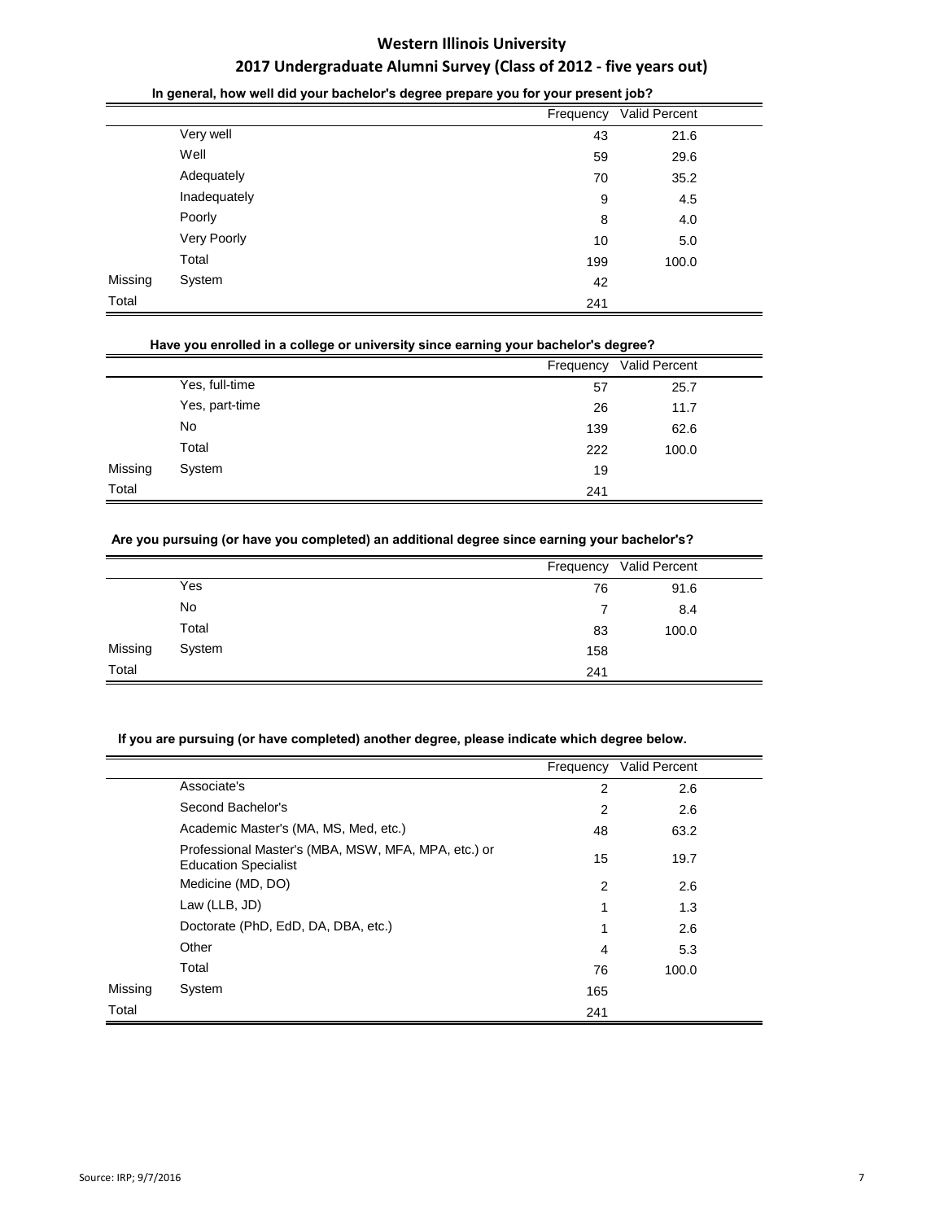# Western Illinois University

## 2017 Undergraduate Alumni Survey (Class of 2012 - five years out)

**In general, how well did your bachelor's degree prepare you for your present job?**

| | | Frequency | Valid Percent |
|---|---|---|---|
| | Very well | 43 | 21.6 |
| | Well | 59 | 29.6 |
| | Adequately | 70 | 35.2 |
| | Inadequately | 9 | 4.5 |
| | Poorly | 8 | 4.0 |
| | Very Poorly | 10 | 5.0 |
| | Total | 199 | 100.0 |
| Missing | System | 42 | |
| Total | | 241 | |

**Have you enrolled in a college or university since earning your bachelor's degree?**

| | | Frequency | Valid Percent |
|---|---|---|---|
| | Yes, full-time | 57 | 25.7 |
| | Yes, part-time | 26 | 11.7 |
| | No | 139 | 62.6 |
| | Total | 222 | 100.0 |
| Missing | System | 19 | |
| Total | | 241 | |

**Are you pursuing (or have you completed) an additional degree since earning your bachelor's?**

| | | Frequency | Valid Percent |
|---|---|---|---|
| | Yes | 76 | 91.6 |
| | No | 7 | 8.4 |
| | Total | 83 | 100.0 |
| Missing | System | 158 | |
| Total | | 241 | |

**If you are pursuing (or have completed) another degree, please indicate which degree below.**

| | | Frequency | Valid Percent |
|---|---|---|---|
| | Associate's | 2 | 2.6 |
| | Second Bachelor's | 2 | 2.6 |
| | Academic Master's (MA, MS, Med, etc.) | 48 | 63.2 |
| | Professional Master's (MBA, MSW, MFA, MPA, etc.) or Education Specialist | 15 | 19.7 |
| | Medicine (MD, DO) | 2 | 2.6 |
| | Law (LLB, JD) | 1 | 1.3 |
| | Doctorate (PhD, EdD, DA, DBA, etc.) | 1 | 2.6 |
| | Other | 4 | 5.3 |
| | Total | 76 | 100.0 |
| Missing | System | 165 | |
| Total | | 241 | |

Source: IRP; 9/7/2016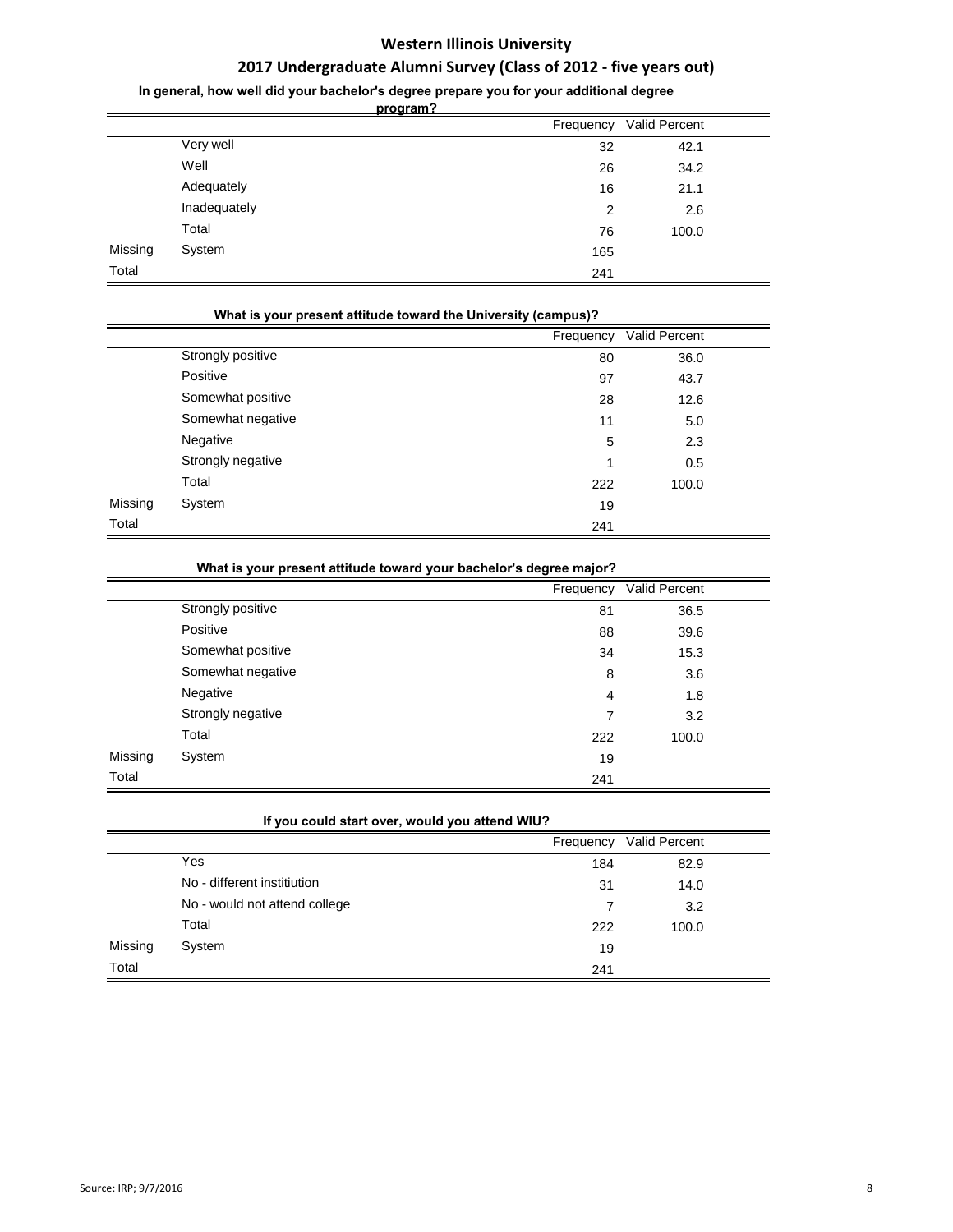# Western Illinois University

## 2017 Undergraduate Alumni Survey (Class of 2012 - five years out)

**In general, how well did your bachelor's degree prepare you for your additional degree program?**

| | | Frequency | Valid Percent |
|---|---|---|---|
| | Very well | 32 | 42.1 |
| | Well | 26 | 34.2 |
| | Adequately | 16 | 21.1 |
| | Inadequately | 2 | 2.6 |
| | Total | 76 | 100.0 |
| Missing | System | 165 | |
| Total | | 241 | |

**What is your present attitude toward the University (campus)?**

| | | Frequency | Valid Percent |
|---|---|---|---|
| | Strongly positive | 80 | 36.0 |
| | Positive | 97 | 43.7 |
| | Somewhat positive | 28 | 12.6 |
| | Somewhat negative | 11 | 5.0 |
| | Negative | 5 | 2.3 |
| | Strongly negative | 1 | 0.5 |
| | Total | 222 | 100.0 |
| Missing | System | 19 | |
| Total | | 241 | |

**What is your present attitude toward your bachelor's degree major?**

| | | Frequency | Valid Percent |
|---|---|---|---|
| | Strongly positive | 81 | 36.5 |
| | Positive | 88 | 39.6 |
| | Somewhat positive | 34 | 15.3 |
| | Somewhat negative | 8 | 3.6 |
| | Negative | 4 | 1.8 |
| | Strongly negative | 7 | 3.2 |
| | Total | 222 | 100.0 |
| Missing | System | 19 | |
| Total | | 241 | |

**If you could start over, would you attend WIU?**

| | | Frequency | Valid Percent |
|---|---|---|---|
| | Yes | 184 | 82.9 |
| | No - different institiution | 31 | 14.0 |
| | No - would not attend college | 7 | 3.2 |
| | Total | 222 | 100.0 |
| Missing | System | 19 | |
| Total | | 241 | |

Source: IRP; 9/7/2016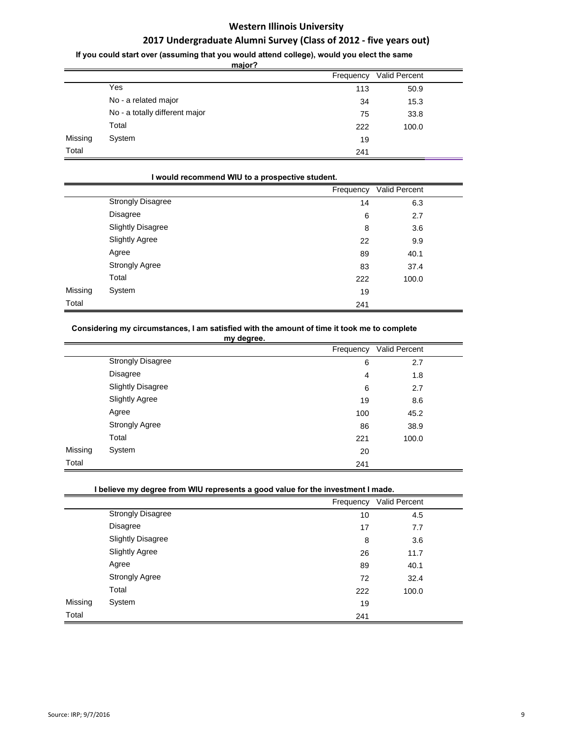# Western Illinois University

## 2017 Undergraduate Alumni Survey (Class of 2012 - five years out)

**If you could start over (assuming that you would attend college), would you elect the same major?**

| | | Frequency | Valid Percent |
|---|---|---|---|
| | Yes | 113 | 50.9 |
| | No - a related major | 34 | 15.3 |
| | No - a totally different major | 75 | 33.8 |
| | Total | 222 | 100.0 |
| Missing | System | 19 | |
| Total | | 241 | |

**I would recommend WIU to a prospective student.**

| | | Frequency | Valid Percent |
|---|---|---|---|
| | Strongly Disagree | 14 | 6.3 |
| | Disagree | 6 | 2.7 |
| | Slightly Disagree | 8 | 3.6 |
| | Slightly Agree | 22 | 9.9 |
| | Agree | 89 | 40.1 |
| | Strongly Agree | 83 | 37.4 |
| | Total | 222 | 100.0 |
| Missing | System | 19 | |
| Total | | 241 | |

**Considering my circumstances, I am satisfied with the amount of time it took me to complete my degree.**

| | | Frequency | Valid Percent |
|---|---|---|---|
| | Strongly Disagree | 6 | 2.7 |
| | Disagree | 4 | 1.8 |
| | Slightly Disagree | 6 | 2.7 |
| | Slightly Agree | 19 | 8.6 |
| | Agree | 100 | 45.2 |
| | Strongly Agree | 86 | 38.9 |
| | Total | 221 | 100.0 |
| Missing | System | 20 | |
| Total | | 241 | |

**I believe my degree from WIU represents a good value for the investment I made.**

| | | Frequency | Valid Percent |
|---|---|---|---|
| | Strongly Disagree | 10 | 4.5 |
| | Disagree | 17 | 7.7 |
| | Slightly Disagree | 8 | 3.6 |
| | Slightly Agree | 26 | 11.7 |
| | Agree | 89 | 40.1 |
| | Strongly Agree | 72 | 32.4 |
| | Total | 222 | 100.0 |
| Missing | System | 19 | |
| Total | | 241 | |

Source: IRP; 9/7/2016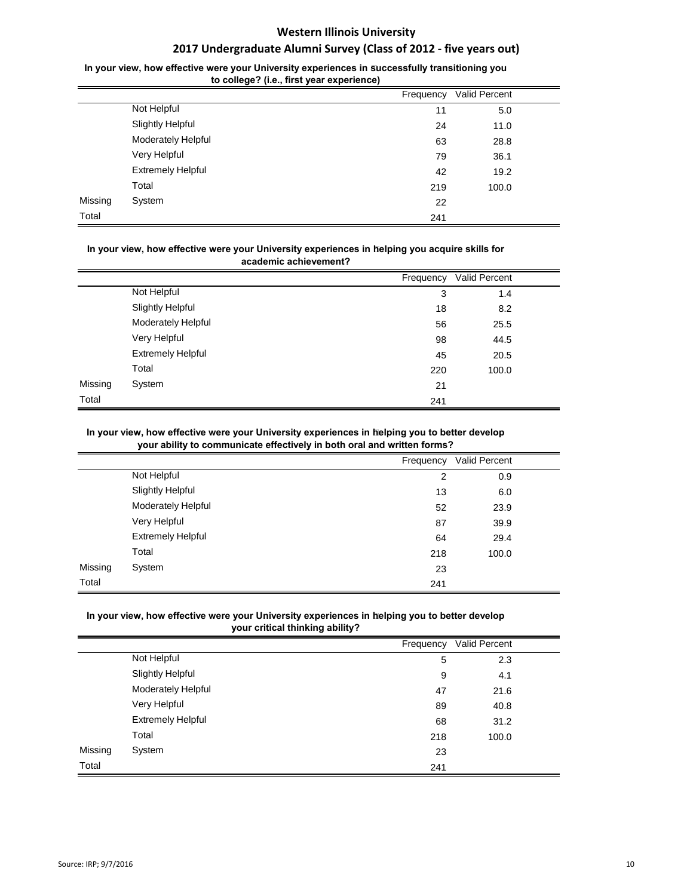# Western Illinois University

## 2017 Undergraduate Alumni Survey (Class of 2012 - five years out)

**In your view, how effective were your University experiences in successfully transitioning you to college? (i.e., first year experience)**

| | | Frequency | Valid Percent |
|---|---|---|---|
| | Not Helpful | 11 | 5.0 |
| | Slightly Helpful | 24 | 11.0 |
| | Moderately Helpful | 63 | 28.8 |
| | Very Helpful | 79 | 36.1 |
| | Extremely Helpful | 42 | 19.2 |
| | Total | 219 | 100.0 |
| Missing | System | 22 | |
| Total | | 241 | |

**In your view, how effective were your University experiences in helping you acquire skills for academic achievement?**

| | | Frequency | Valid Percent |
|---|---|---|---|
| | Not Helpful | 3 | 1.4 |
| | Slightly Helpful | 18 | 8.2 |
| | Moderately Helpful | 56 | 25.5 |
| | Very Helpful | 98 | 44.5 |
| | Extremely Helpful | 45 | 20.5 |
| | Total | 220 | 100.0 |
| Missing | System | 21 | |
| Total | | 241 | |

**In your view, how effective were your University experiences in helping you to better develop your ability to communicate effectively in both oral and written forms?**

| | | Frequency | Valid Percent |
|---|---|---|---|
| | Not Helpful | 2 | 0.9 |
| | Slightly Helpful | 13 | 6.0 |
| | Moderately Helpful | 52 | 23.9 |
| | Very Helpful | 87 | 39.9 |
| | Extremely Helpful | 64 | 29.4 |
| | Total | 218 | 100.0 |
| Missing | System | 23 | |
| Total | | 241 | |

**In your view, how effective were your University experiences in helping you to better develop your critical thinking ability?**

| | | Frequency | Valid Percent |
|---|---|---|---|
| | Not Helpful | 5 | 2.3 |
| | Slightly Helpful | 9 | 4.1 |
| | Moderately Helpful | 47 | 21.6 |
| | Very Helpful | 89 | 40.8 |
| | Extremely Helpful | 68 | 31.2 |
| | Total | 218 | 100.0 |
| Missing | System | 23 | |
| Total | | 241 | |

Source: IRP; 9/7/2016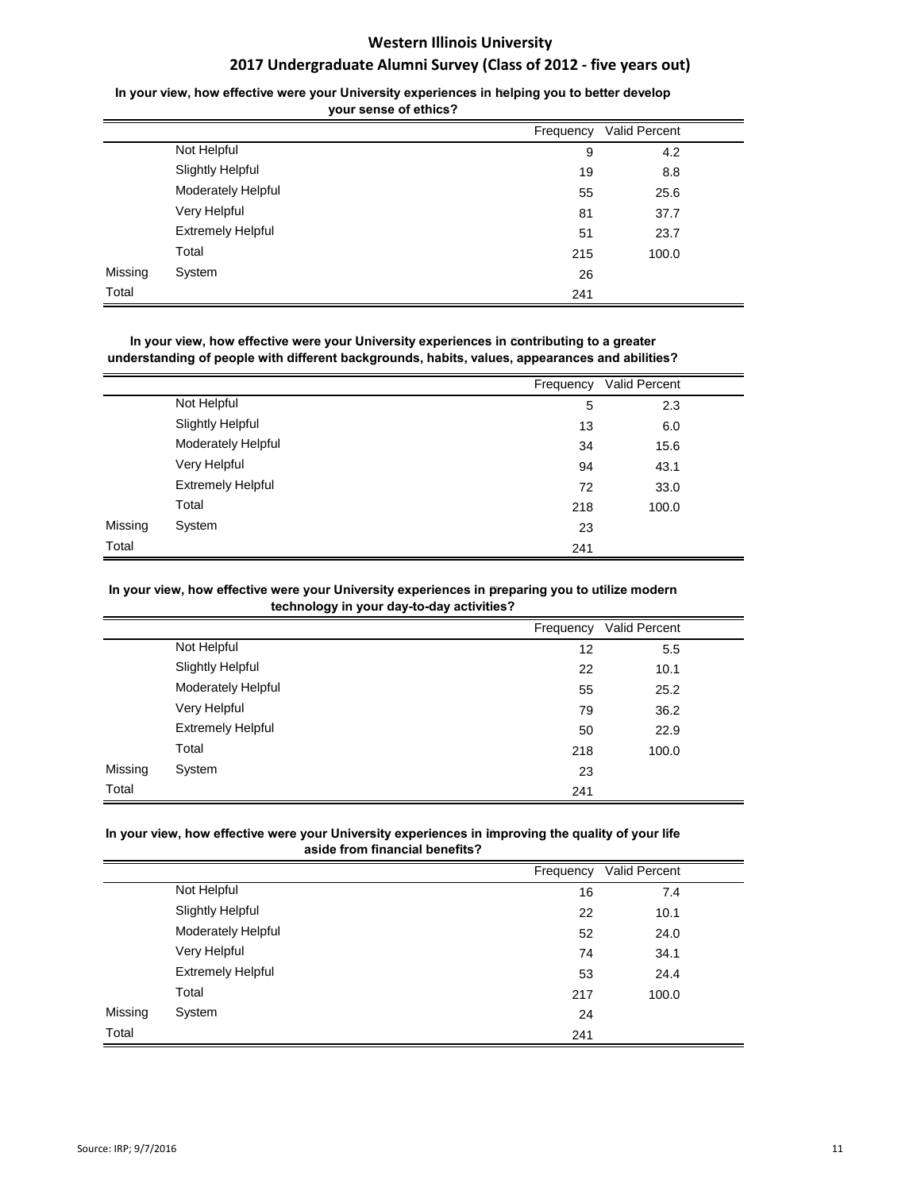# Western Illinois University

## 2017 Undergraduate Alumni Survey (Class of 2012 - five years out)

**In your view, how effective were your University experiences in helping you to better develop your sense of ethics?**

| | | Frequency | Valid Percent |
|---|---|---|---|
| | Not Helpful | 9 | 4.2 |
| | Slightly Helpful | 19 | 8.8 |
| | Moderately Helpful | 55 | 25.6 |
| | Very Helpful | 81 | 37.7 |
| | Extremely Helpful | 51 | 23.7 |
| | Total | 215 | 100.0 |
| Missing | System | 26 | |
| Total | | 241 | |

**In your view, how effective were your University experiences in contributing to a greater understanding of people with different backgrounds, habits, values, appearances and abilities?**

| | | Frequency | Valid Percent |
|---|---|---|---|
| | Not Helpful | 5 | 2.3 |
| | Slightly Helpful | 13 | 6.0 |
| | Moderately Helpful | 34 | 15.6 |
| | Very Helpful | 94 | 43.1 |
| | Extremely Helpful | 72 | 33.0 |
| | Total | 218 | 100.0 |
| Missing | System | 23 | |
| Total | | 241 | |

**In your view, how effective were your University experiences in preparing you to utilize modern technology in your day-to-day activities?**

| | | Frequency | Valid Percent |
|---|---|---|---|
| | Not Helpful | 12 | 5.5 |
| | Slightly Helpful | 22 | 10.1 |
| | Moderately Helpful | 55 | 25.2 |
| | Very Helpful | 79 | 36.2 |
| | Extremely Helpful | 50 | 22.9 |
| | Total | 218 | 100.0 |
| Missing | System | 23 | |
| Total | | 241 | |

**In your view, how effective were your University experiences in improving the quality of your life aside from financial benefits?**

| | | Frequency | Valid Percent |
|---|---|---|---|
| | Not Helpful | 16 | 7.4 |
| | Slightly Helpful | 22 | 10.1 |
| | Moderately Helpful | 52 | 24.0 |
| | Very Helpful | 74 | 34.1 |
| | Extremely Helpful | 53 | 24.4 |
| | Total | 217 | 100.0 |
| Missing | System | 24 | |
| Total | | 241 | |

Source: IRP; 9/7/2016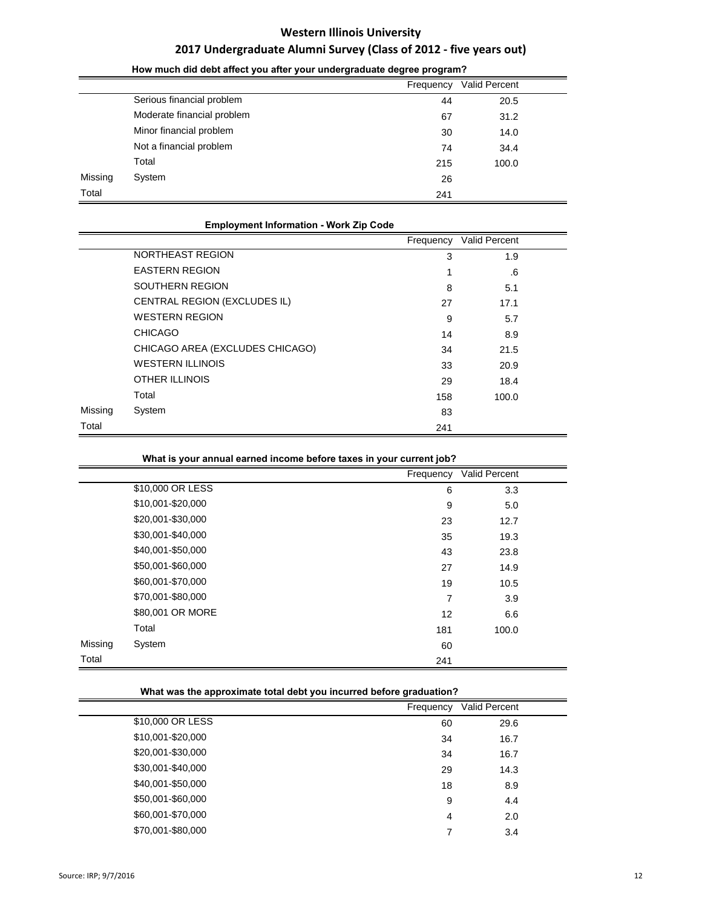# Western Illinois University

## 2017 Undergraduate Alumni Survey (Class of 2012 - five years out)

### How much did debt affect you after your undergraduate degree program?

| | | Frequency | Valid Percent |
|---|---|---|---|
| | Serious financial problem | 44 | 20.5 |
| | Moderate financial problem | 67 | 31.2 |
| | Minor financial problem | 30 | 14.0 |
| | Not a financial problem | 74 | 34.4 |
| | Total | 215 | 100.0 |
| Missing | System | 26 | |
| Total | | 241 | |

### Employment Information - Work Zip Code

| | | Frequency | Valid Percent |
|---|---|---|---|
| | NORTHEAST REGION | 3 | 1.9 |
| | EASTERN REGION | 1 | .6 |
| | SOUTHERN REGION | 8 | 5.1 |
| | CENTRAL REGION (EXCLUDES IL) | 27 | 17.1 |
| | WESTERN REGION | 9 | 5.7 |
| | CHICAGO | 14 | 8.9 |
| | CHICAGO AREA (EXCLUDES CHICAGO) | 34 | 21.5 |
| | WESTERN ILLINOIS | 33 | 20.9 |
| | OTHER ILLINOIS | 29 | 18.4 |
| | Total | 158 | 100.0 |
| Missing | System | 83 | |
| Total | | 241 | |

### What is your annual earned income before taxes in your current job?

| | | Frequency | Valid Percent |
|---|---|---|---|
| | $10,000 OR LESS | 6 | 3.3 |
| | $10,001-$20,000 | 9 | 5.0 |
| | $20,001-$30,000 | 23 | 12.7 |
| | $30,001-$40,000 | 35 | 19.3 |
| | $40,001-$50,000 | 43 | 23.8 |
| | $50,001-$60,000 | 27 | 14.9 |
| | $60,001-$70,000 | 19 | 10.5 |
| | $70,001-$80,000 | 7 | 3.9 |
| | $80,001 OR MORE | 12 | 6.6 |
| | Total | 181 | 100.0 |
| Missing | System | 60 | |
| Total | | 241 | |

### What was the approximate total debt you incurred before graduation?

| | | Frequency | Valid Percent |
|---|---|---|---|
| | $10,000 OR LESS | 60 | 29.6 |
| | $10,001-$20,000 | 34 | 16.7 |
| | $20,001-$30,000 | 34 | 16.7 |
| | $30,001-$40,000 | 29 | 14.3 |
| | $40,001-$50,000 | 18 | 8.9 |
| | $50,001-$60,000 | 9 | 4.4 |
| | $60,001-$70,000 | 4 | 2.0 |
| | $70,001-$80,000 | 7 | 3.4 |

Source: IRP; 9/7/2016